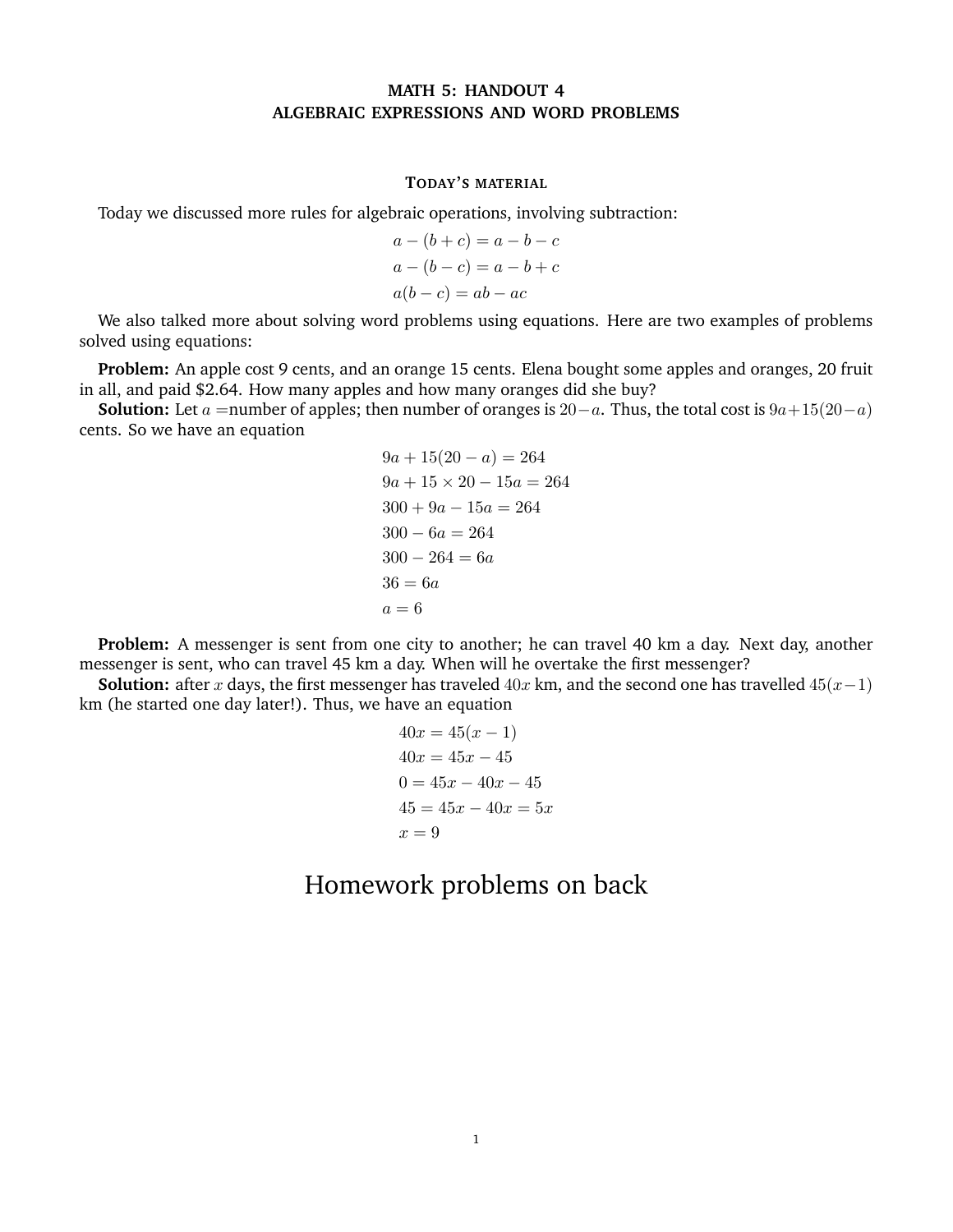# MATH 5: HANDOUT 4
# ALGEBRAIC EXPRESSIONS AND WORD PROBLEMS

## TODAY'S MATERIAL

Today we discussed more rules for algebraic operations, involving subtraction:

$$a - (b + c) = a - b - c$$
$$a - (b - c) = a - b + c$$
$$a(b - c) = ab - ac$$

We also talked more about solving word problems using equations. Here are two examples of problems solved using equations:

**Problem:** An apple cost 9 cents, and an orange 15 cents. Elena bought some apples and oranges, 20 fruit in all, and paid $2.64. How many apples and how many oranges did she buy?

**Solution:** Let $a$ =number of apples; then number of oranges is $20-a$. Thus, the total cost is $9a+15(20-a)$ cents. So we have an equation

$$9a + 15(20 - a) = 264$$
$$9a + 15 \times 20 - 15a = 264$$
$$300 + 9a - 15a = 264$$
$$300 - 6a = 264$$
$$300 - 264 = 6a$$
$$36 = 6a$$
$$a = 6$$

**Problem:** A messenger is sent from one city to another; he can travel 40 km a day. Next day, another messenger is sent, who can travel 45 km a day. When will he overtake the first messenger?

**Solution:** after $x$ days, the first messenger has traveled $40x$ km, and the second one has travelled $45(x-1)$ km (he started one day later!). Thus, we have an equation

$$40x = 45(x - 1)$$
$$40x = 45x - 45$$
$$0 = 45x - 40x - 45$$
$$45 = 45x - 40x = 5x$$
$$x = 9$$

# Homework problems on back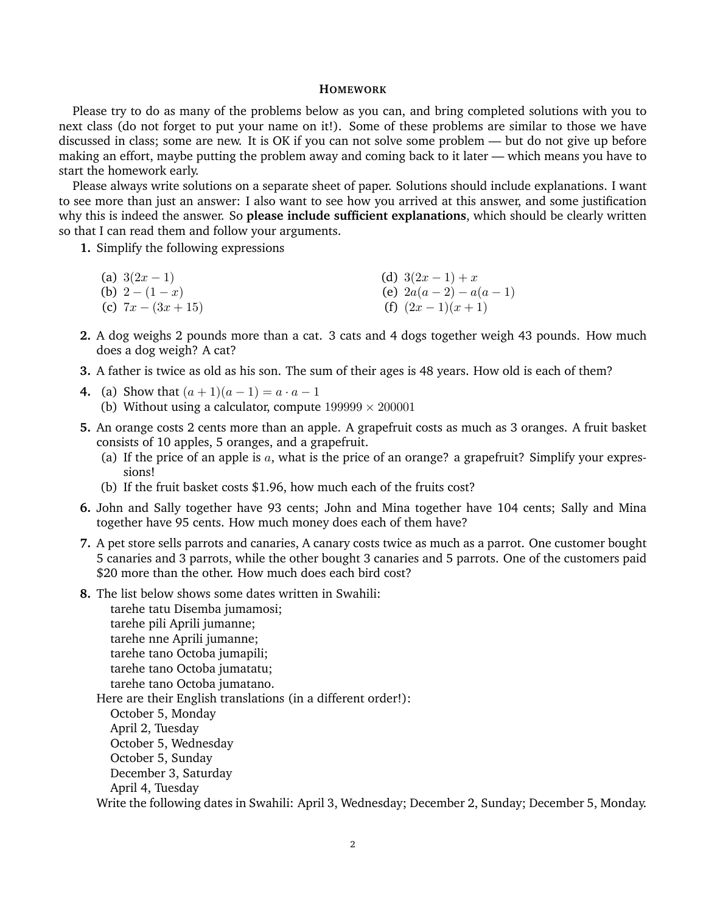## HOMEWORK

Please try to do as many of the problems below as you can, and bring completed solutions with you to next class (do not forget to put your name on it!). Some of these problems are similar to those we have discussed in class; some are new. It is OK if you can not solve some problem — but do not give up before making an effort, maybe putting the problem away and coming back to it later — which means you have to start the homework early.

Please always write solutions on a separate sheet of paper. Solutions should include explanations. I want to see more than just an answer: I also want to see how you arrived at this answer, and some justification why this is indeed the answer. So **please include sufficient explanations**, which should be clearly written so that I can read them and follow your arguments.

**1.** Simplify the following expressions

(a) $3(2x-1)$

(b) $2-(1-x)$

(c) $7x-(3x+15)$

(d) $3(2x-1)+x$

(e) $2a(a-2)-a(a-1)$

(f) $(2x-1)(x+1)$

**2.** A dog weighs 2 pounds more than a cat. 3 cats and 4 dogs together weigh 43 pounds. How much does a dog weigh? A cat?

**3.** A father is twice as old as his son. The sum of their ages is 48 years. How old is each of them?

**4.** (a) Show that $(a+1)(a-1) = a \cdot a - 1$

(b) Without using a calculator, compute $199999 \times 200001$

**5.** An orange costs 2 cents more than an apple. A grapefruit costs as much as 3 oranges. A fruit basket consists of 10 apples, 5 oranges, and a grapefruit.

(a) If the price of an apple is $a$, what is the price of an orange? a grapefruit? Simplify your expressions!

(b) If the fruit basket costs $1.96, how much each of the fruits cost?

**6.** John and Sally together have 93 cents; John and Mina together have 104 cents; Sally and Mina together have 95 cents. How much money does each of them have?

**7.** A pet store sells parrots and canaries, A canary costs twice as much as a parrot. One customer bought 5 canaries and 3 parrots, while the other bought 3 canaries and 5 parrots. One of the customers paid $20 more than the other. How much does each bird cost?

**8.** The list below shows some dates written in Swahili:

tarehe tatu Disemba jumamosi;
tarehe pili Aprili jumanne;
tarehe nne Aprili jumanne;
tarehe tano Octoba jumapili;
tarehe tano Octoba jumatatu;
tarehe tano Octoba jumatano.

Here are their English translations (in a different order!):

October 5, Monday
April 2, Tuesday
October 5, Wednesday
October 5, Sunday
December 3, Saturday
April 4, Tuesday

Write the following dates in Swahili: April 3, Wednesday; December 2, Sunday; December 5, Monday.